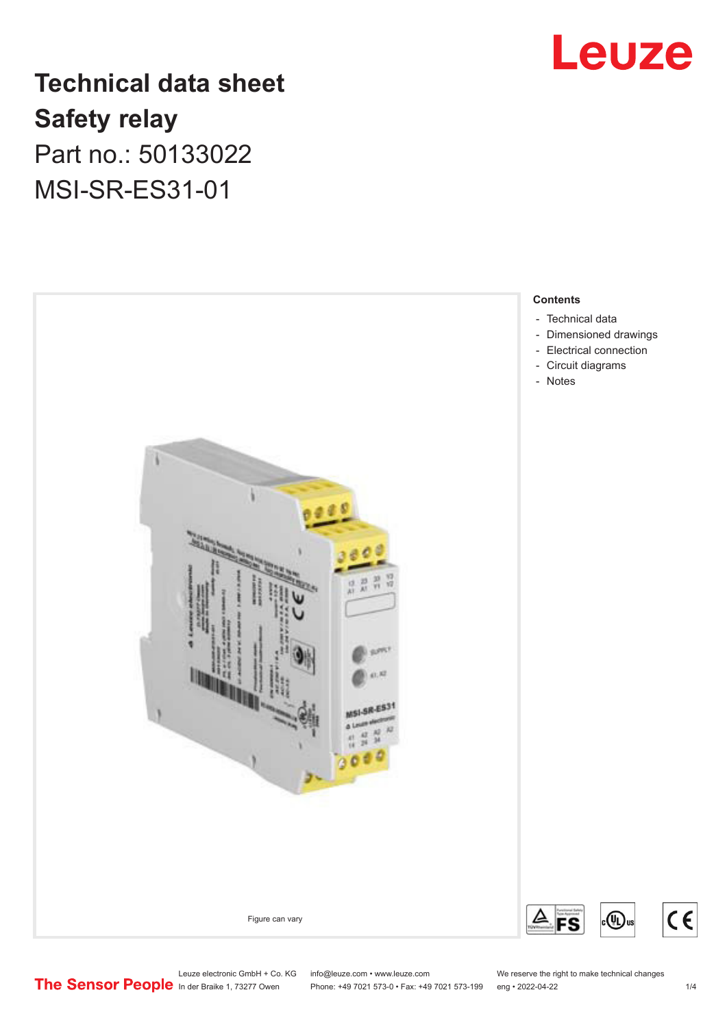# Technical data sheet
# Safety relay
## Part no.: 50133022
## MSI-SR-ES31-01

**Contents**

- Technical data
- Dimensioned drawings
- Electrical connection
- Circuit diagrams
- Notes

Figure can vary

Leuze electronic GmbH + Co. KG
In der Braike 1, 73277 Owen

info@leuze.com • www.leuze.com
Phone: +49 7021 573-0 • Fax: +49 7021 573-199

We reserve the right to make technical changes
eng • 2022-04-22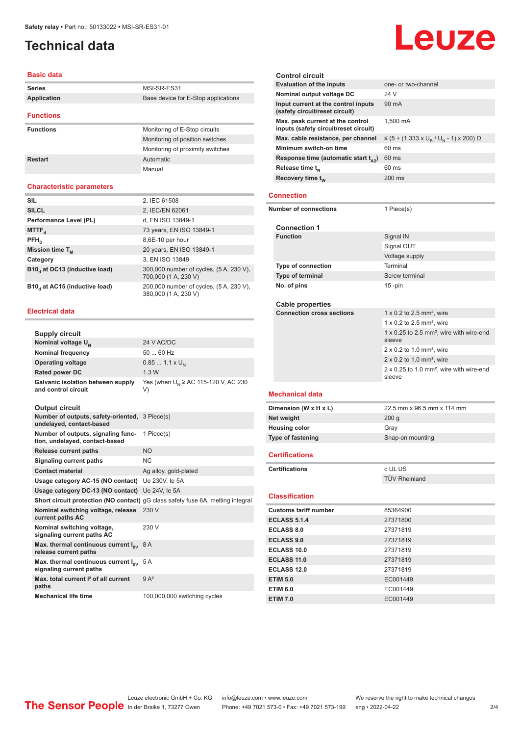Safety relay • Part no.: 50133022 • MSI-SR-ES31-01

# Technical data

## Basic data

| | |
|---|---|
| Series | MSI-SR-ES31 |
| Application | Base device for E-Stop applications |

## Functions

| | |
|---|---|
| Functions | Monitoring of E-Stop circuits |
| | Monitoring of position switches |
| | Monitoring of proximity switches |
| Restart | Automatic |
| | Manual |

## Characteristic parameters

| | |
|---|---|
| SIL | 2, IEC 61508 |
| SILCL | 2, IEC/EN 62061 |
| Performance Level (PL) | d, EN ISO 13849-1 |
| $MTTF_d$ | 73 years, EN ISO 13849-1 |
| $PFH_D$ | 8,6E-10 per hour |
| Mission time $T_M$ | 20 years, EN ISO 13849-1 |
| Category | 3, EN ISO 13849 |
| $B10_d$ at DC13 (inductive load) | 300,000 number of cycles, (5 A, 230 V), 700,000 (1 A, 230 V) |
| $B10_d$ at AC15 (inductive load) | 200,000 number of cycles, (5 A, 230 V), 380,000 (1 A, 230 V) |

## Electrical data

### Supply circuit

| | |
|---|---|
| Nominal voltage $U_N$ | 24 V AC/DC |
| Nominal frequency | 50 ... 60 Hz |
| Operating voltage | 0.85 ... 1.1 x $U_N$ |
| Rated power DC | 1.3 W |
| Galvanic isolation between supply and control circuit | Yes (when $U_N$ ≥ AC 115-120 V, AC 230 V) |

### Output circuit

| | |
|---|---|
| Number of outputs, safety-oriented, undelayed, contact-based | 3 Piece(s) |
| Number of outputs, signaling function, undelayed, contact-based | 1 Piece(s) |
| Release current paths | NO |
| Signaling current paths | NC |
| Contact material | Ag alloy, gold-plated |
| Usage category AC-15 (NO contact) | Ue 230V, Ie 5A |
| Usage category DC-13 (NO contact) | Ue 24V, Ie 5A |
| Short circuit protection (NO contact) | gG class safety fuse 6A, melting integral |
| Nominal switching voltage, release current paths AC | 230 V |
| Nominal switching voltage, signaling current paths AC | 230 V |
| Max. thermal continuous current $I_{th}$, release current paths | 8 A |
| Max. thermal continuous current $I_{th}$, signaling current paths | 5 A |
| Max. total current I² of all current paths | 9 A² |
| Mechanical life time | 100,000,000 switching cycles |

### Control circuit

| | |
|---|---|
| Evaluation of the inputs | one- or two-channel |
| Nominal output voltage DC | 24 V |
| Input current at the control inputs (safety circuit/reset circuit) | 90 mA |
| Max. peak current at the control inputs (safety circuit/reset circuit) | 1,500 mA |
| Max. cable resistance, per channel | ≤ (5 + (1.333 x $U_B$ / $U_N$ - 1) x 200) Ω |
| Minimum switch-on time | 60 ms |
| Response time (automatic start $t_{A2}$) | 60 ms |
| Release time $t_R$ | 60 ms |
| Recovery time $t_W$ | 200 ms |

## Connection

| | |
|---|---|
| Number of connections | 1 Piece(s) |

### Connection 1

| | |
|---|---|
| Function | Signal IN |
| | Signal OUT |
| | Voltage supply |
| Type of connection | Terminal |
| Type of terminal | Screw terminal |
| No. of pins | 15 -pin |

### Cable properties

| | |
|---|---|
| Connection cross sections | 1 x 0.2 to 2.5 mm², wire |
| | 1 x 0.2 to 2.5 mm², wire |
| | 1 x 0.25 to 2.5 mm², wire with wire-end sleeve |
| | 2 x 0.2 to 1.0 mm², wire |
| | 2 x 0.2 to 1.0 mm², wire |
| | 2 x 0.25 to 1.0 mm², wire with wire-end sleeve |

## Mechanical data

| | |
|---|---|
| Dimension (W x H x L) | 22.5 mm x 96.5 mm x 114 mm |
| Net weight | 200 g |
| Housing color | Gray |
| Type of fastening | Snap-on mounting |

## Certifications

| | |
|---|---|
| Certifications | c UL US |
| | TÜV Rheinland |

## Classification

| | |
|---|---|
| Customs tariff number | 85364900 |
| ECLASS 5.1.4 | 27371800 |
| ECLASS 8.0 | 27371819 |
| ECLASS 9.0 | 27371819 |
| ECLASS 10.0 | 27371819 |
| ECLASS 11.0 | 27371819 |
| ECLASS 12.0 | 27371819 |
| ETIM 5.0 | EC001449 |
| ETIM 6.0 | EC001449 |
| ETIM 7.0 | EC001449 |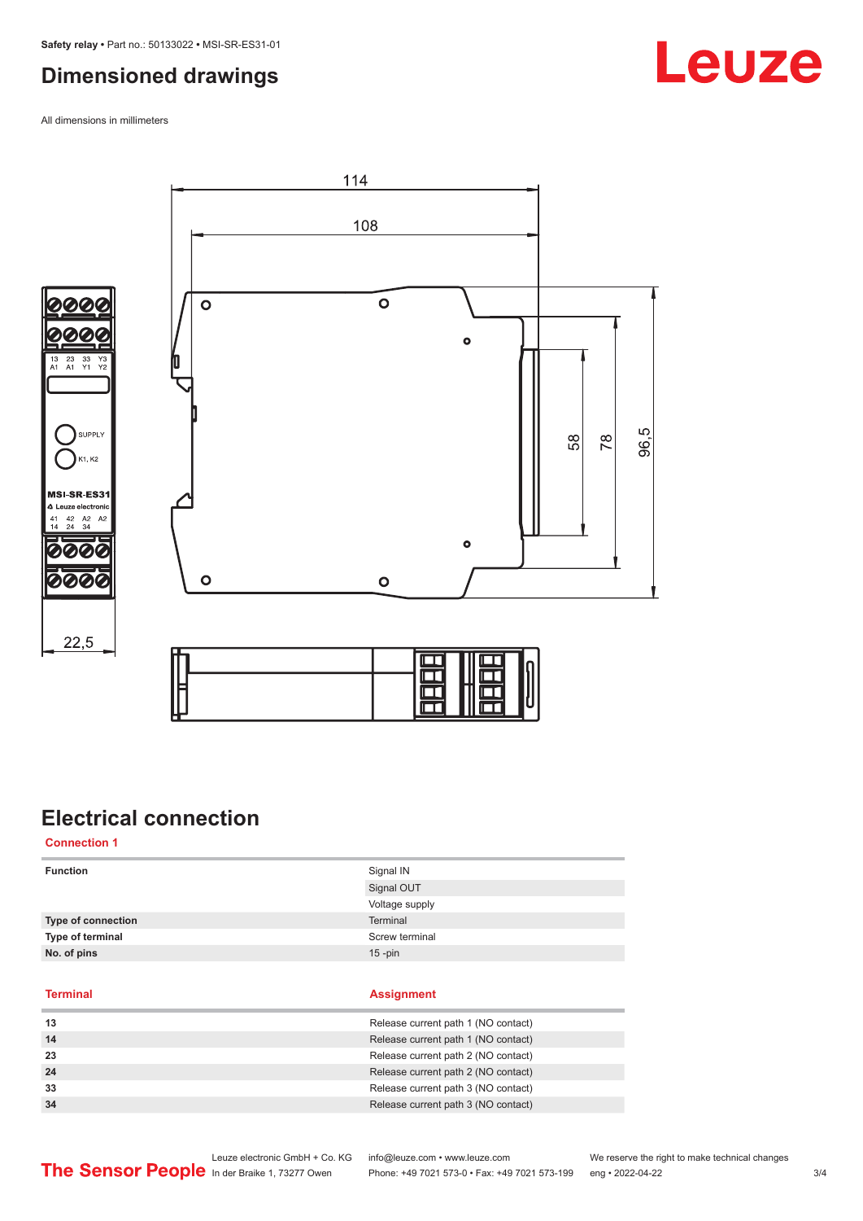# Dimensioned drawings

All dimensions in millimeters

# Electrical connection

## Connection 1

| | |
|---|---|
| **Function** | Signal IN |
| | Signal OUT |
| | Voltage supply |
| **Type of connection** | Terminal |
| **Type of terminal** | Screw terminal |
| **No. of pins** | 15 -pin |

| Terminal | Assignment |
|---|---|
| 13 | Release current path 1 (NO contact) |
| 14 | Release current path 1 (NO contact) |
| 23 | Release current path 2 (NO contact) |
| 24 | Release current path 2 (NO contact) |
| 33 | Release current path 3 (NO contact) |
| 34 | Release current path 3 (NO contact) |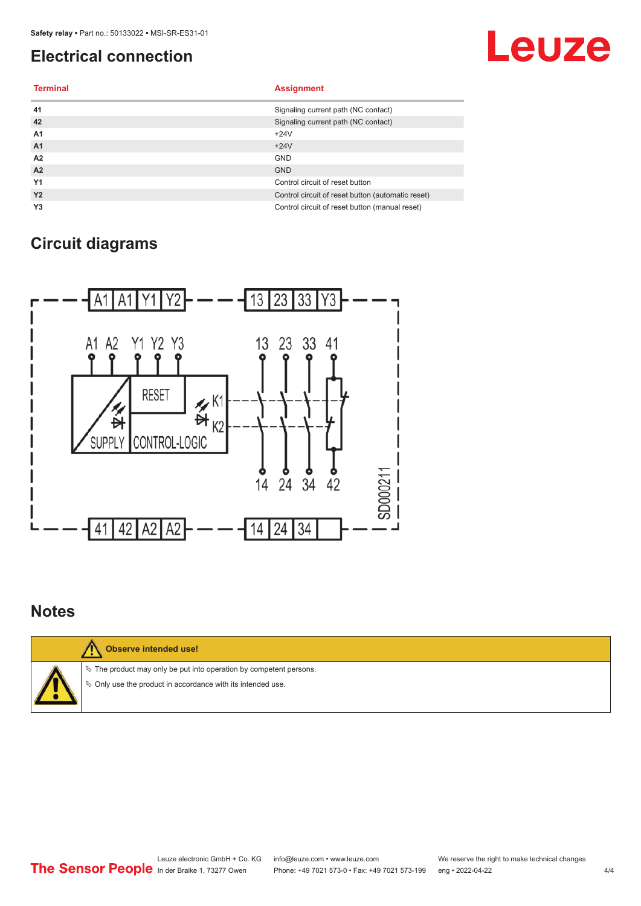## Electrical connection

| Terminal | Assignment |
|---|---|
| 41 | Signaling current path (NC contact) |
| 42 | Signaling current path (NC contact) |
| A1 | +24V |
| A1 | +24V |
| A2 | GND |
| A2 | GND |
| Y1 | Control circuit of reset button |
| Y2 | Control circuit of reset button (automatic reset) |
| Y3 | Control circuit of reset button (manual reset) |

## Circuit diagrams

A1 A1 Y1 Y2
13 23 33 Y3
A1 A2 Y1 Y2 Y3
13 23 33 41
RESET
K1
K2
SUPPLY CONTROL-LOGIC
14 24 34 42
SD000211
41 42 A2 A2
14 24 34

## Notes

**Observe intended use!**

- The product may only be put into operation by competent persons.
- Only use the product in accordance with its intended use.